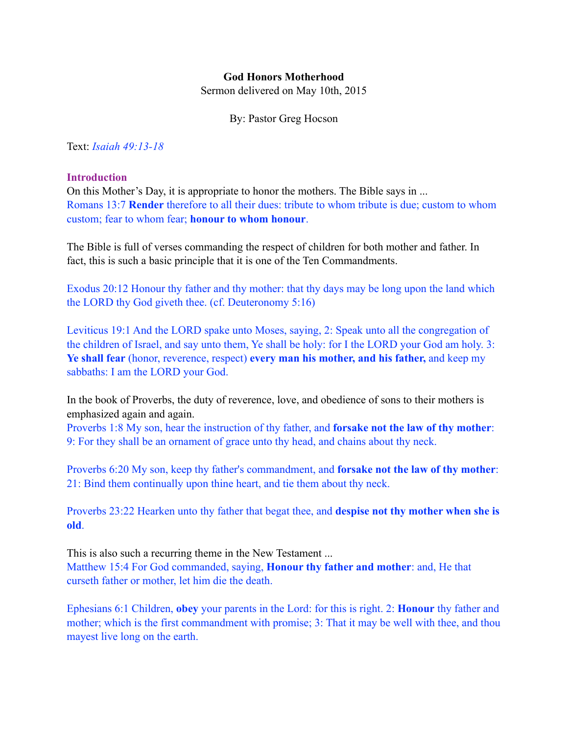**God Honors Motherhood**

Sermon delivered on May 10th, 2015

By: Pastor Greg Hocson

Text: *Isaiah 49:13-18*

## Introduction

On this Mother's Day, it is appropriate to honor the mothers. The Bible says in ...

Romans 13:7 **Render** therefore to all their dues: tribute to whom tribute is due; custom to whom custom; fear to whom fear; **honour to whom honour**.

The Bible is full of verses commanding the respect of children for both mother and father. In fact, this is such a basic principle that it is one of the Ten Commandments.

Exodus 20:12 Honour thy father and thy mother: that thy days may be long upon the land which the LORD thy God giveth thee. (cf. Deuteronomy 5:16)

Leviticus 19:1 And the LORD spake unto Moses, saying, 2: Speak unto all the congregation of the children of Israel, and say unto them, Ye shall be holy: for I the LORD your God am holy. 3: **Ye shall fear** (honor, reverence, respect) **every man his mother, and his father,** and keep my sabbaths: I am the LORD your God.

In the book of Proverbs, the duty of reverence, love, and obedience of sons to their mothers is emphasized again and again.

Proverbs 1:8 My son, hear the instruction of thy father, and **forsake not the law of thy mother**: 9: For they shall be an ornament of grace unto thy head, and chains about thy neck.

Proverbs 6:20 My son, keep thy father's commandment, and **forsake not the law of thy mother**: 21: Bind them continually upon thine heart, and tie them about thy neck.

Proverbs 23:22 Hearken unto thy father that begat thee, and **despise not thy mother when she is old**.

This is also such a recurring theme in the New Testament ...

Matthew 15:4 For God commanded, saying, **Honour thy father and mother**: and, He that curseth father or mother, let him die the death.

Ephesians 6:1 Children, **obey** your parents in the Lord: for this is right. 2: **Honour** thy father and mother; which is the first commandment with promise; 3: That it may be well with thee, and thou mayest live long on the earth.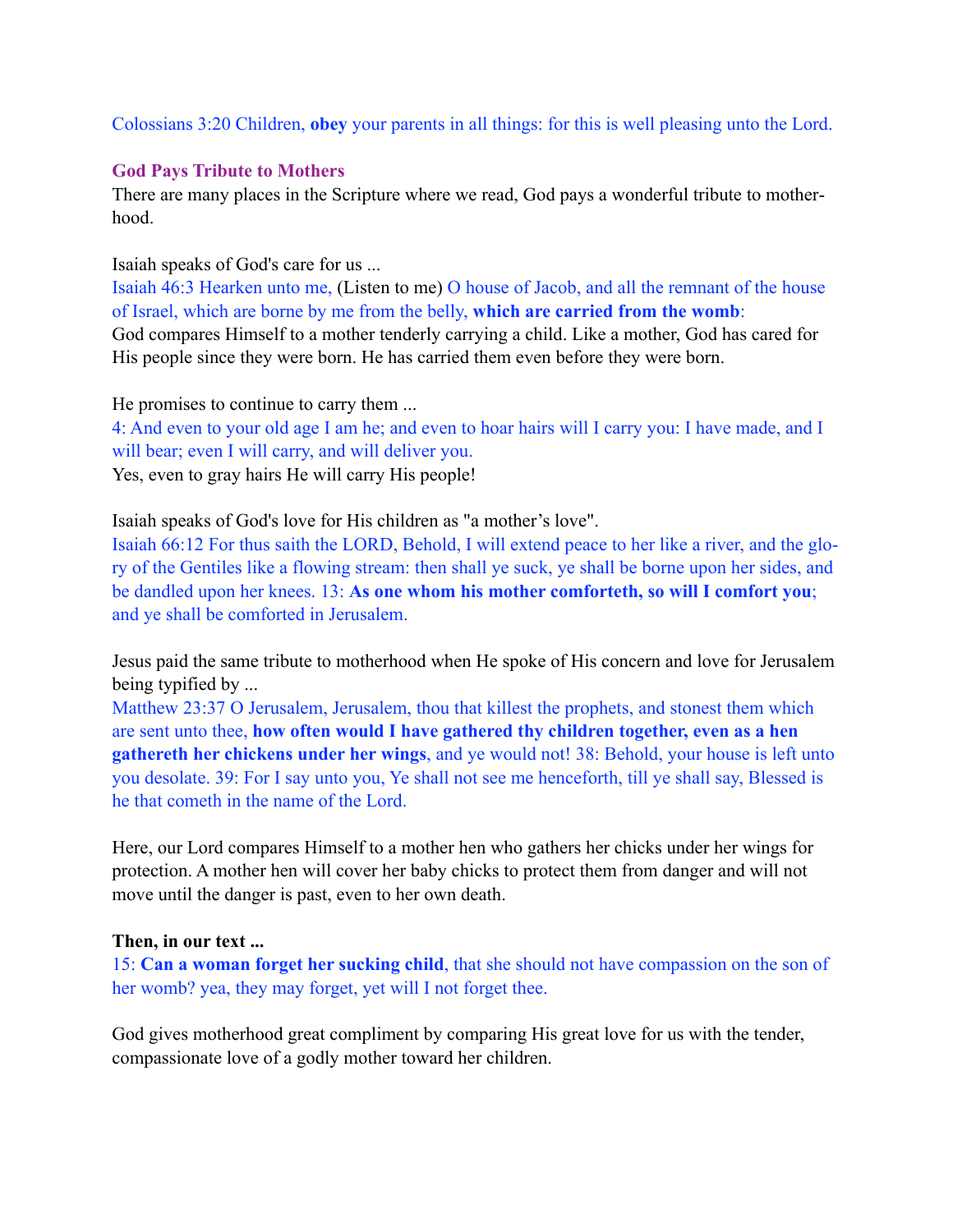Colossians 3:20 Children, **obey** your parents in all things: for this is well pleasing unto the Lord.

### God Pays Tribute to Mothers

There are many places in the Scripture where we read, God pays a wonderful tribute to motherhood.

Isaiah speaks of God's care for us ...

Isaiah 46:3 Hearken unto me, (Listen to me) O house of Jacob, and all the remnant of the house of Israel, which are borne by me from the belly, **which are carried from the womb**:

God compares Himself to a mother tenderly carrying a child. Like a mother, God has cared for His people since they were born. He has carried them even before they were born.

He promises to continue to carry them ...

4: And even to your old age I am he; and even to hoar hairs will I carry you: I have made, and I will bear; even I will carry, and will deliver you.

Yes, even to gray hairs He will carry His people!

Isaiah speaks of God's love for His children as "a mother's love".

Isaiah 66:12 For thus saith the LORD, Behold, I will extend peace to her like a river, and the glory of the Gentiles like a flowing stream: then shall ye suck, ye shall be borne upon her sides, and be dandled upon her knees. 13: **As one whom his mother comforteth, so will I comfort you**; and ye shall be comforted in Jerusalem.

Jesus paid the same tribute to motherhood when He spoke of His concern and love for Jerusalem being typified by ...

Matthew 23:37 O Jerusalem, Jerusalem, thou that killest the prophets, and stonest them which are sent unto thee, **how often would I have gathered thy children together, even as a hen gathereth her chickens under her wings**, and ye would not! 38: Behold, your house is left unto you desolate. 39: For I say unto you, Ye shall not see me henceforth, till ye shall say, Blessed is he that cometh in the name of the Lord.

Here, our Lord compares Himself to a mother hen who gathers her chicks under her wings for protection. A mother hen will cover her baby chicks to protect them from danger and will not move until the danger is past, even to her own death.

**Then, in our text ...**

15: **Can a woman forget her sucking child**, that she should not have compassion on the son of her womb? yea, they may forget, yet will I not forget thee.

God gives motherhood great compliment by comparing His great love for us with the tender, compassionate love of a godly mother toward her children.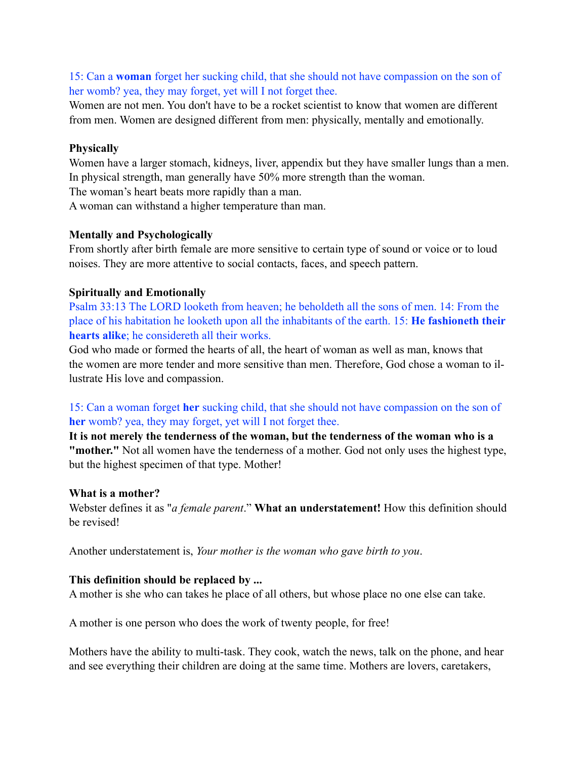15: Can a **woman** forget her sucking child, that she should not have compassion on the son of her womb? yea, they may forget, yet will I not forget thee.

Women are not men. You don't have to be a rocket scientist to know that women are different from men. Women are designed different from men: physically, mentally and emotionally.

**Physically**

Women have a larger stomach, kidneys, liver, appendix but they have smaller lungs than a men. In physical strength, man generally have 50% more strength than the woman.
The woman's heart beats more rapidly than a man.
A woman can withstand a higher temperature than man.

**Mentally and Psychologically**

From shortly after birth female are more sensitive to certain type of sound or voice or to loud noises. They are more attentive to social contacts, faces, and speech pattern.

**Spiritually and Emotionally**

Psalm 33:13 The LORD looketh from heaven; he beholdeth all the sons of men. 14: From the place of his habitation he looketh upon all the inhabitants of the earth. 15: **He fashioneth their hearts alike**; he considereth all their works.

God who made or formed the hearts of all, the heart of woman as well as man, knows that the women are more tender and more sensitive than men. Therefore, God chose a woman to illustrate His love and compassion.

15: Can a woman forget **her** sucking child, that she should not have compassion on the son of **her** womb? yea, they may forget, yet will I not forget thee.

**It is not merely the tenderness of the woman, but the tenderness of the woman who is a "mother."** Not all women have the tenderness of a mother. God not only uses the highest type, but the highest specimen of that type. Mother!

**What is a mother?**

Webster defines it as "*a female parent*." **What an understatement!** How this definition should be revised!

Another understatement is, *Your mother is the woman who gave birth to you*.

**This definition should be replaced by ...**

A mother is she who can takes he place of all others, but whose place no one else can take.

A mother is one person who does the work of twenty people, for free!

Mothers have the ability to multi-task. They cook, watch the news, talk on the phone, and hear and see everything their children are doing at the same time. Mothers are lovers, caretakers,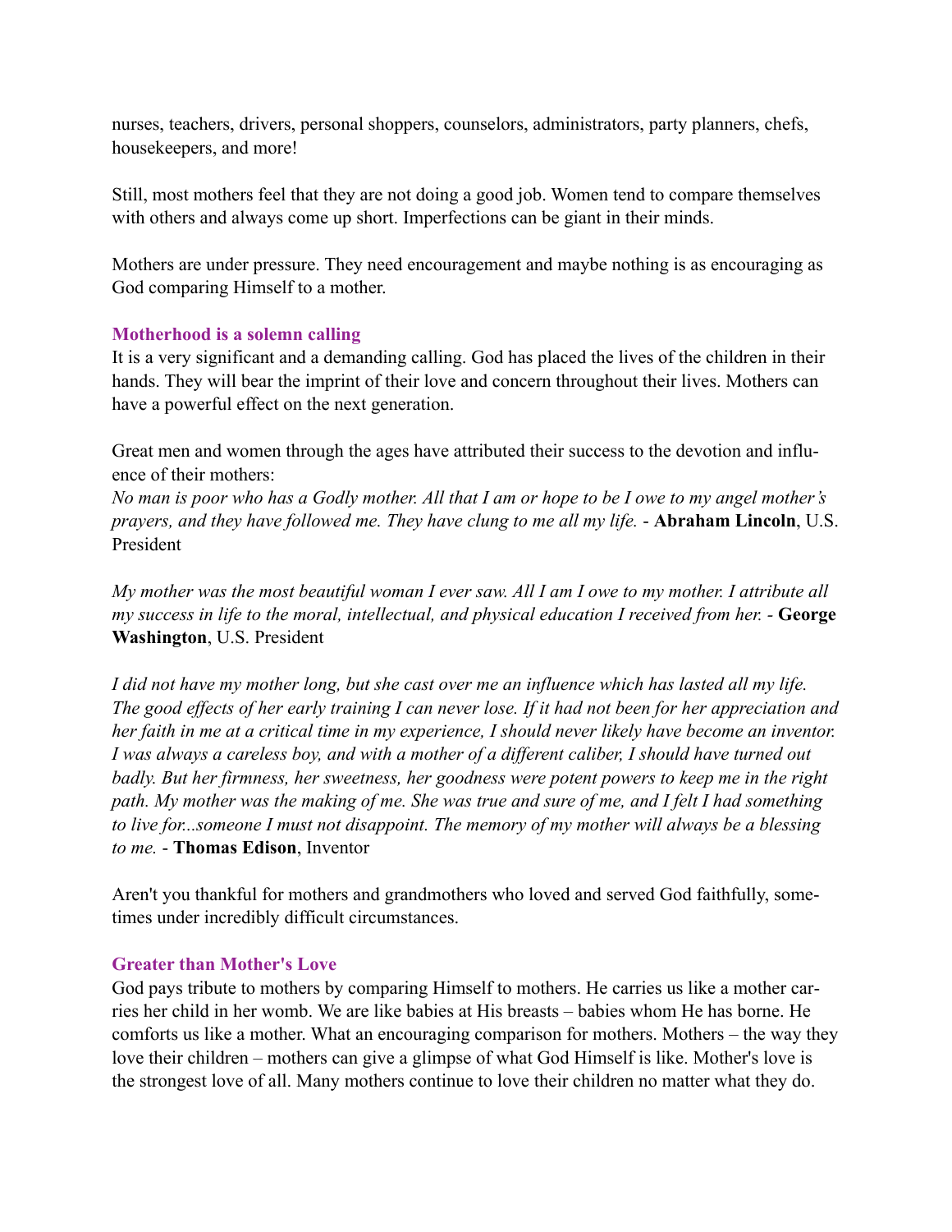nurses, teachers, drivers, personal shoppers, counselors, administrators, party planners, chefs, housekeepers, and more!

Still, most mothers feel that they are not doing a good job. Women tend to compare themselves with others and always come up short. Imperfections can be giant in their minds.

Mothers are under pressure. They need encouragement and maybe nothing is as encouraging as God comparing Himself to a mother.

### Motherhood is a solemn calling

It is a very significant and a demanding calling. God has placed the lives of the children in their hands. They will bear the imprint of their love and concern throughout their lives. Mothers can have a powerful effect on the next generation.

Great men and women through the ages have attributed their success to the devotion and influence of their mothers:
*No man is poor who has a Godly mother. All that I am or hope to be I owe to my angel mother's prayers, and they have followed me. They have clung to me all my life.* - **Abraham Lincoln**, U.S. President

*My mother was the most beautiful woman I ever saw. All I am I owe to my mother. I attribute all my success in life to the moral, intellectual, and physical education I received from her.* - **George Washington**, U.S. President

*I did not have my mother long, but she cast over me an influence which has lasted all my life. The good effects of her early training I can never lose. If it had not been for her appreciation and her faith in me at a critical time in my experience, I should never likely have become an inventor. I was always a careless boy, and with a mother of a different caliber, I should have turned out badly. But her firmness, her sweetness, her goodness were potent powers to keep me in the right path. My mother was the making of me. She was true and sure of me, and I felt I had something to live for...someone I must not disappoint. The memory of my mother will always be a blessing to me.* - **Thomas Edison**, Inventor

Aren't you thankful for mothers and grandmothers who loved and served God faithfully, sometimes under incredibly difficult circumstances.

### Greater than Mother's Love

God pays tribute to mothers by comparing Himself to mothers. He carries us like a mother carries her child in her womb. We are like babies at His breasts – babies whom He has borne. He comforts us like a mother. What an encouraging comparison for mothers. Mothers – the way they love their children – mothers can give a glimpse of what God Himself is like. Mother's love is the strongest love of all. Many mothers continue to love their children no matter what they do.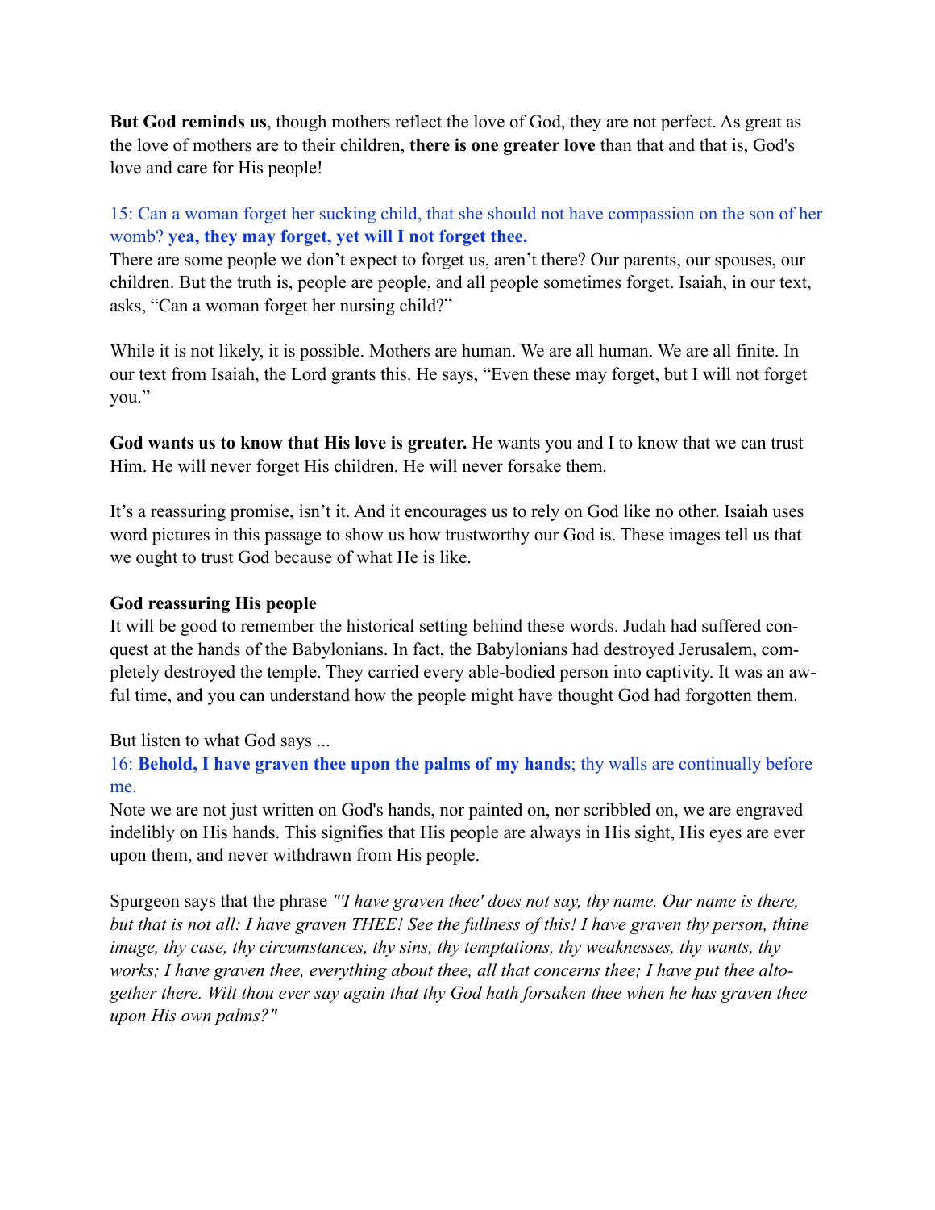**But God reminds us**, though mothers reflect the love of God, they are not perfect. As great as the love of mothers are to their children, **there is one greater love** than that and that is, God's love and care for His people!

15: Can a woman forget her sucking child, that she should not have compassion on the son of her womb? **yea, they may forget, yet will I not forget thee.**

There are some people we don't expect to forget us, aren't there? Our parents, our spouses, our children. But the truth is, people are people, and all people sometimes forget. Isaiah, in our text, asks, "Can a woman forget her nursing child?"

While it is not likely, it is possible. Mothers are human. We are all human. We are all finite. In our text from Isaiah, the Lord grants this. He says, "Even these may forget, but I will not forget you."

**God wants us to know that His love is greater.** He wants you and I to know that we can trust Him. He will never forget His children. He will never forsake them.

It's a reassuring promise, isn't it. And it encourages us to rely on God like no other. Isaiah uses word pictures in this passage to show us how trustworthy our God is. These images tell us that we ought to trust God because of what He is like.

**God reassuring His people**

It will be good to remember the historical setting behind these words. Judah had suffered conquest at the hands of the Babylonians. In fact, the Babylonians had destroyed Jerusalem, completely destroyed the temple. They carried every able-bodied person into captivity. It was an awful time, and you can understand how the people might have thought God had forgotten them.

But listen to what God says ...

16: **Behold, I have graven thee upon the palms of my hands**; thy walls are continually before me.

Note we are not just written on God's hands, nor painted on, nor scribbled on, we are engraved indelibly on His hands. This signifies that His people are always in His sight, His eyes are ever upon them, and never withdrawn from His people.

Spurgeon says that the phrase *"'I have graven thee' does not say, thy name. Our name is there, but that is not all: I have graven THEE! See the fullness of this! I have graven thy person, thine image, thy case, thy circumstances, thy sins, thy temptations, thy weaknesses, thy wants, thy works; I have graven thee, everything about thee, all that concerns thee; I have put thee altogether there. Wilt thou ever say again that thy God hath forsaken thee when he has graven thee upon His own palms?"*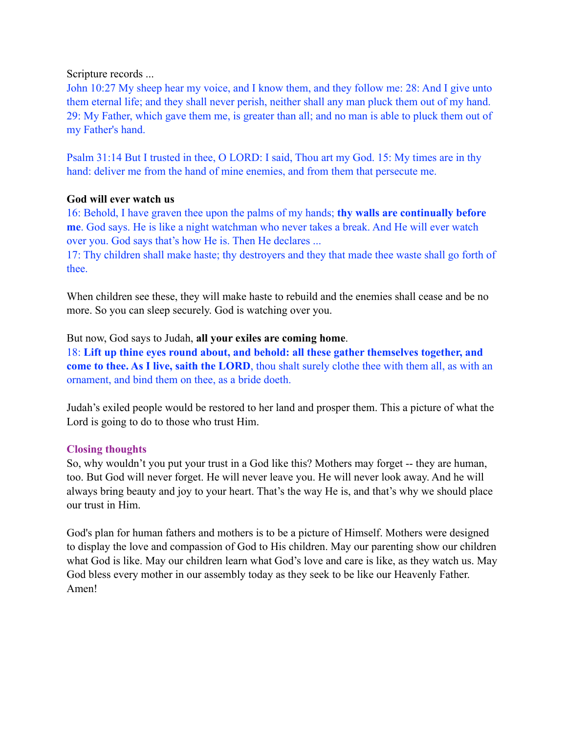Scripture records ...

John 10:27 My sheep hear my voice, and I know them, and they follow me: 28: And I give unto them eternal life; and they shall never perish, neither shall any man pluck them out of my hand. 29: My Father, which gave them me, is greater than all; and no man is able to pluck them out of my Father's hand.

Psalm 31:14 But I trusted in thee, O LORD: I said, Thou art my God. 15: My times are in thy hand: deliver me from the hand of mine enemies, and from them that persecute me.

**God will ever watch us**

16: Behold, I have graven thee upon the palms of my hands; **thy walls are continually before me**. God says. He is like a night watchman who never takes a break. And He will ever watch over you. God says that's how He is. Then He declares ...

17: Thy children shall make haste; thy destroyers and they that made thee waste shall go forth of thee.

When children see these, they will make haste to rebuild and the enemies shall cease and be no more. So you can sleep securely. God is watching over you.

But now, God says to Judah, **all your exiles are coming home**.

18: **Lift up thine eyes round about, and behold: all these gather themselves together, and come to thee. As I live, saith the LORD**, thou shalt surely clothe thee with them all, as with an ornament, and bind them on thee, as a bride doeth.

Judah's exiled people would be restored to her land and prosper them. This a picture of what the Lord is going to do to those who trust Him.

**Closing thoughts**

So, why wouldn't you put your trust in a God like this? Mothers may forget -- they are human, too. But God will never forget. He will never leave you. He will never look away. And he will always bring beauty and joy to your heart. That's the way He is, and that's why we should place our trust in Him.

God's plan for human fathers and mothers is to be a picture of Himself. Mothers were designed to display the love and compassion of God to His children. May our parenting show our children what God is like. May our children learn what God's love and care is like, as they watch us. May God bless every mother in our assembly today as they seek to be like our Heavenly Father. Amen!